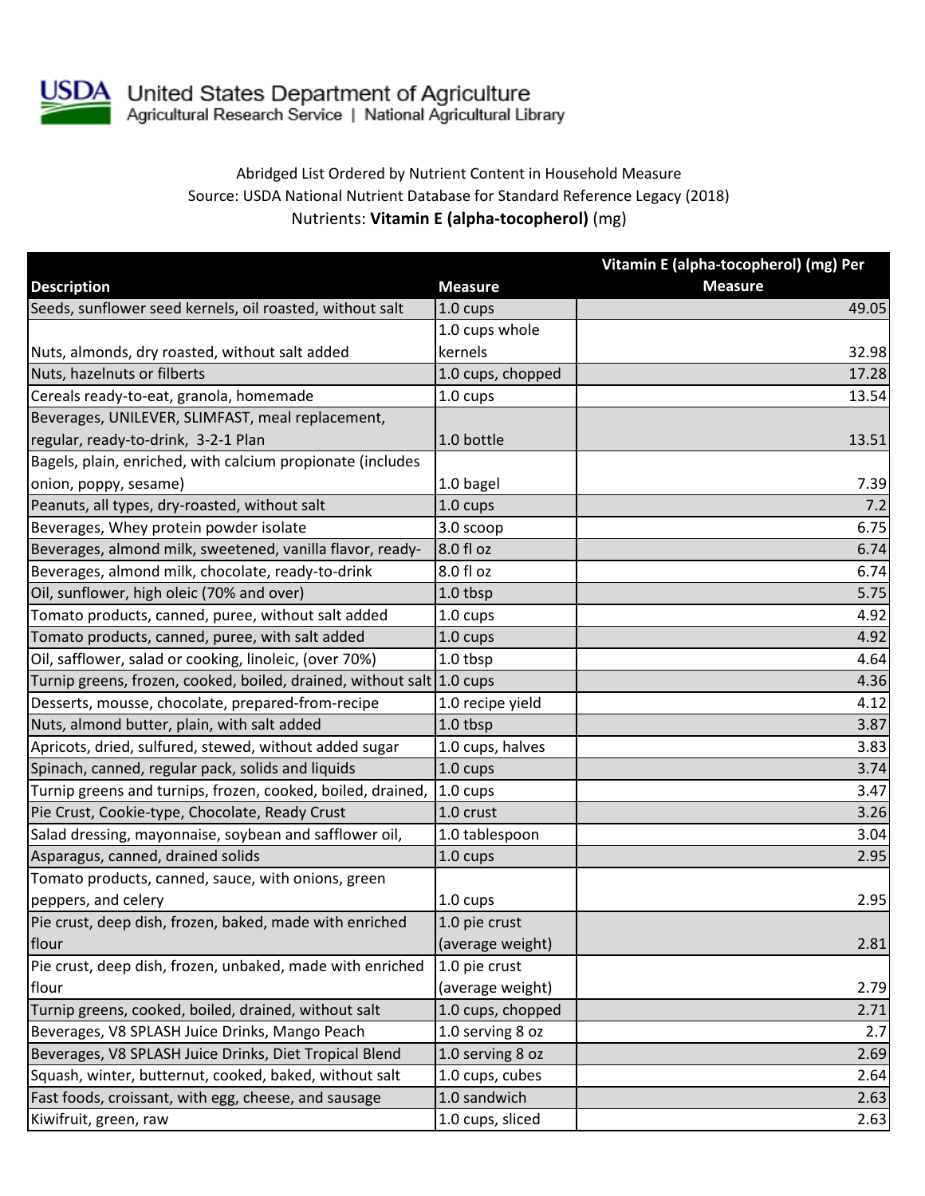United States Department of Agriculture
Agricultural Research Service | National Agricultural Library

Abridged List Ordered by Nutrient Content in Household Measure
Source: USDA National Nutrient Database for Standard Reference Legacy (2018)
Nutrients: **Vitamin E (alpha-tocopherol)** (mg)

| Description | Measure | Vitamin E (alpha-tocopherol) (mg) Per Measure |
|---|---|---|
| Seeds, sunflower seed kernels, oil roasted, without salt | 1.0 cups | 49.05 |
| Nuts, almonds, dry roasted, without salt added | 1.0 cups whole kernels | 32.98 |
| Nuts, hazelnuts or filberts | 1.0 cups, chopped | 17.28 |
| Cereals ready-to-eat, granola, homemade | 1.0 cups | 13.54 |
| Beverages, UNILEVER, SLIMFAST, meal replacement, regular, ready-to-drink, 3-2-1 Plan | 1.0 bottle | 13.51 |
| Bagels, plain, enriched, with calcium propionate (includes onion, poppy, sesame) | 1.0 bagel | 7.39 |
| Peanuts, all types, dry-roasted, without salt | 1.0 cups | 7.2 |
| Beverages, Whey protein powder isolate | 3.0 scoop | 6.75 |
| Beverages, almond milk, sweetened, vanilla flavor, ready- | 8.0 fl oz | 6.74 |
| Beverages, almond milk, chocolate, ready-to-drink | 8.0 fl oz | 6.74 |
| Oil, sunflower, high oleic (70% and over) | 1.0 tbsp | 5.75 |
| Tomato products, canned, puree, without salt added | 1.0 cups | 4.92 |
| Tomato products, canned, puree, with salt added | 1.0 cups | 4.92 |
| Oil, safflower, salad or cooking, linoleic, (over 70%) | 1.0 tbsp | 4.64 |
| Turnip greens, frozen, cooked, boiled, drained, without salt | 1.0 cups | 4.36 |
| Desserts, mousse, chocolate, prepared-from-recipe | 1.0 recipe yield | 4.12 |
| Nuts, almond butter, plain, with salt added | 1.0 tbsp | 3.87 |
| Apricots, dried, sulfured, stewed, without added sugar | 1.0 cups, halves | 3.83 |
| Spinach, canned, regular pack, solids and liquids | 1.0 cups | 3.74 |
| Turnip greens and turnips, frozen, cooked, boiled, drained, | 1.0 cups | 3.47 |
| Pie Crust, Cookie-type, Chocolate, Ready Crust | 1.0 crust | 3.26 |
| Salad dressing, mayonnaise, soybean and safflower oil, | 1.0 tablespoon | 3.04 |
| Asparagus, canned, drained solids | 1.0 cups | 2.95 |
| Tomato products, canned, sauce, with onions, green peppers, and celery | 1.0 cups | 2.95 |
| Pie crust, deep dish, frozen, baked, made with enriched flour | 1.0 pie crust (average weight) | 2.81 |
| Pie crust, deep dish, frozen, unbaked, made with enriched flour | 1.0 pie crust (average weight) | 2.79 |
| Turnip greens, cooked, boiled, drained, without salt | 1.0 cups, chopped | 2.71 |
| Beverages, V8 SPLASH Juice Drinks, Mango Peach | 1.0 serving 8 oz | 2.7 |
| Beverages, V8 SPLASH Juice Drinks, Diet Tropical Blend | 1.0 serving 8 oz | 2.69 |
| Squash, winter, butternut, cooked, baked, without salt | 1.0 cups, cubes | 2.64 |
| Fast foods, croissant, with egg, cheese, and sausage | 1.0 sandwich | 2.63 |
| Kiwifruit, green, raw | 1.0 cups, sliced | 2.63 |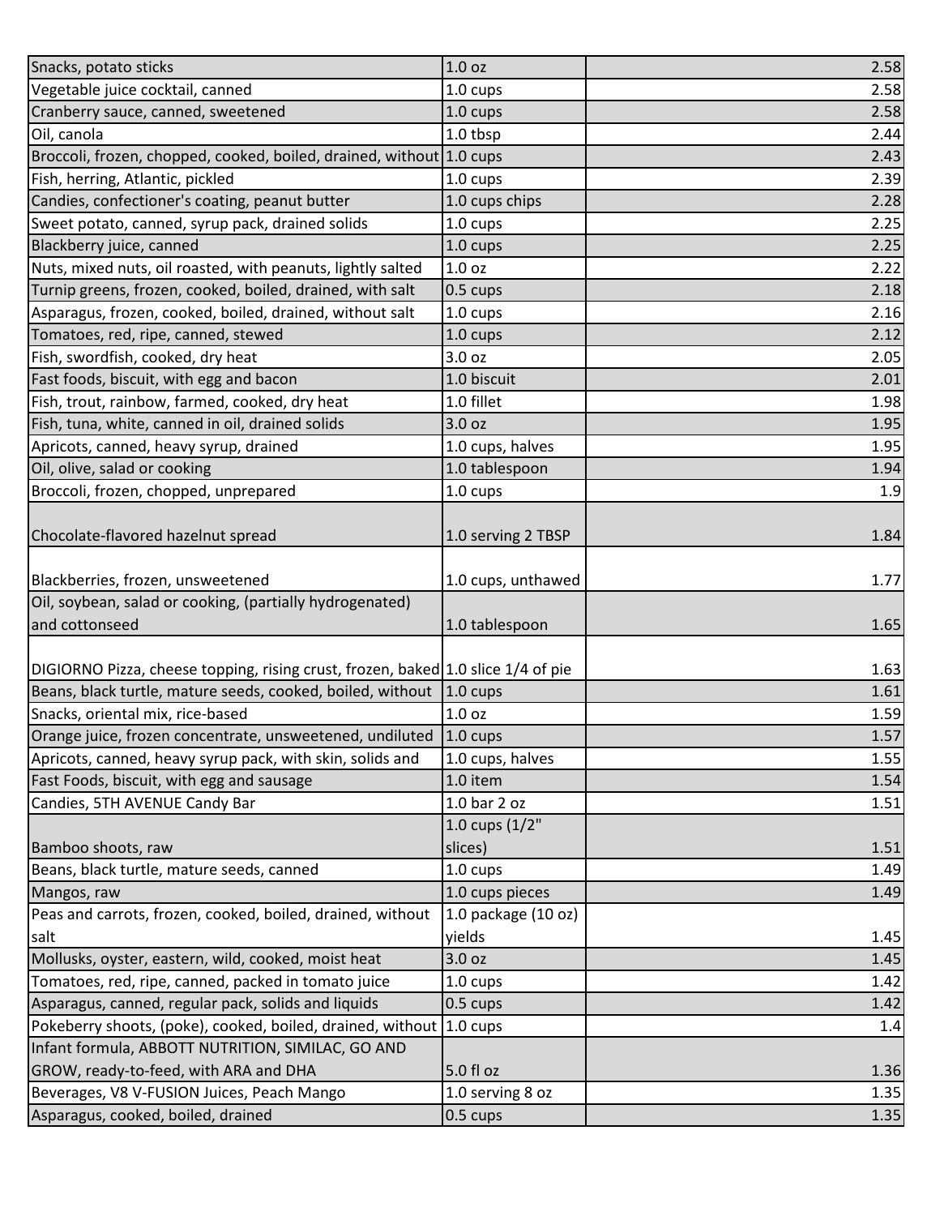| Snacks, potato sticks | 1.0 oz | 2.58 |
|---|---|---|
| Vegetable juice cocktail, canned | 1.0 cups | 2.58 |
| Cranberry sauce, canned, sweetened | 1.0 cups | 2.58 |
| Oil, canola | 1.0 tbsp | 2.44 |
| Broccoli, frozen, chopped, cooked, boiled, drained, without | 1.0 cups | 2.43 |
| Fish, herring, Atlantic, pickled | 1.0 cups | 2.39 |
| Candies, confectioner's coating, peanut butter | 1.0 cups chips | 2.28 |
| Sweet potato, canned, syrup pack, drained solids | 1.0 cups | 2.25 |
| Blackberry juice, canned | 1.0 cups | 2.25 |
| Nuts, mixed nuts, oil roasted, with peanuts, lightly salted | 1.0 oz | 2.22 |
| Turnip greens, frozen, cooked, boiled, drained, with salt | 0.5 cups | 2.18 |
| Asparagus, frozen, cooked, boiled, drained, without salt | 1.0 cups | 2.16 |
| Tomatoes, red, ripe, canned, stewed | 1.0 cups | 2.12 |
| Fish, swordfish, cooked, dry heat | 3.0 oz | 2.05 |
| Fast foods, biscuit, with egg and bacon | 1.0 biscuit | 2.01 |
| Fish, trout, rainbow, farmed, cooked, dry heat | 1.0 fillet | 1.98 |
| Fish, tuna, white, canned in oil, drained solids | 3.0 oz | 1.95 |
| Apricots, canned, heavy syrup, drained | 1.0 cups, halves | 1.95 |
| Oil, olive, salad or cooking | 1.0 tablespoon | 1.94 |
| Broccoli, frozen, chopped, unprepared | 1.0 cups | 1.9 |
| Chocolate-flavored hazelnut spread | 1.0 serving 2 TBSP | 1.84 |
| Blackberries, frozen, unsweetened | 1.0 cups, unthawed | 1.77 |
| Oil, soybean, salad or cooking, (partially hydrogenated) and cottonseed | 1.0 tablespoon | 1.65 |
| DIGIORNO Pizza, cheese topping, rising crust, frozen, baked | 1.0 slice 1/4 of pie | 1.63 |
| Beans, black turtle, mature seeds, cooked, boiled, without | 1.0 cups | 1.61 |
| Snacks, oriental mix, rice-based | 1.0 oz | 1.59 |
| Orange juice, frozen concentrate, unsweetened, undiluted | 1.0 cups | 1.57 |
| Apricots, canned, heavy syrup pack, with skin, solids and | 1.0 cups, halves | 1.55 |
| Fast Foods, biscuit, with egg and sausage | 1.0 item | 1.54 |
| Candies, 5TH AVENUE Candy Bar | 1.0 bar 2 oz | 1.51 |
| Bamboo shoots, raw | 1.0 cups (1/2" slices) | 1.51 |
| Beans, black turtle, mature seeds, canned | 1.0 cups | 1.49 |
| Mangos, raw | 1.0 cups pieces | 1.49 |
| Peas and carrots, frozen, cooked, boiled, drained, without salt | 1.0 package (10 oz) yields | 1.45 |
| Mollusks, oyster, eastern, wild, cooked, moist heat | 3.0 oz | 1.45 |
| Tomatoes, red, ripe, canned, packed in tomato juice | 1.0 cups | 1.42 |
| Asparagus, canned, regular pack, solids and liquids | 0.5 cups | 1.42 |
| Pokeberry shoots, (poke), cooked, boiled, drained, without | 1.0 cups | 1.4 |
| Infant formula, ABBOTT NUTRITION, SIMILAC, GO AND GROW, ready-to-feed, with ARA and DHA | 5.0 fl oz | 1.36 |
| Beverages, V8 V-FUSION Juices, Peach Mango | 1.0 serving 8 oz | 1.35 |
| Asparagus, cooked, boiled, drained | 0.5 cups | 1.35 |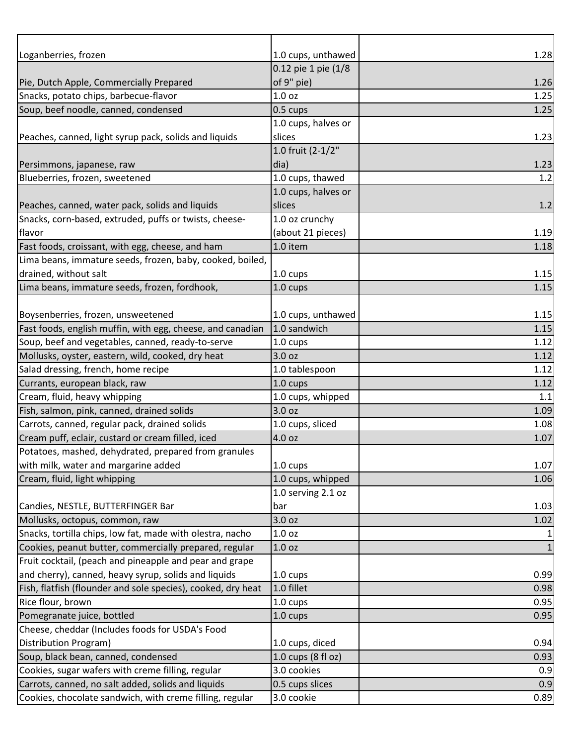| | | |
|---|---|---|
| Loganberries, frozen | 1.0 cups, unthawed | 1.28 |
| Pie, Dutch Apple, Commercially Prepared | 0.12 pie 1 pie (1/8 of 9" pie) | 1.26 |
| Snacks, potato chips, barbecue-flavor | 1.0 oz | 1.25 |
| Soup, beef noodle, canned, condensed | 0.5 cups | 1.25 |
| Peaches, canned, light syrup pack, solids and liquids | 1.0 cups, halves or slices | 1.23 |
| Persimmons, japanese, raw | 1.0 fruit (2-1/2" dia) | 1.23 |
| Blueberries, frozen, sweetened | 1.0 cups, thawed | 1.2 |
| Peaches, canned, water pack, solids and liquids | 1.0 cups, halves or slices | 1.2 |
| Snacks, corn-based, extruded, puffs or twists, cheese-flavor | 1.0 oz crunchy (about 21 pieces) | 1.19 |
| Fast foods, croissant, with egg, cheese, and ham | 1.0 item | 1.18 |
| Lima beans, immature seeds, frozen, baby, cooked, boiled, drained, without salt | 1.0 cups | 1.15 |
| Lima beans, immature seeds, frozen, fordhook, | 1.0 cups | 1.15 |
| Boysenberries, frozen, unsweetened | 1.0 cups, unthawed | 1.15 |
| Fast foods, english muffin, with egg, cheese, and canadian | 1.0 sandwich | 1.15 |
| Soup, beef and vegetables, canned, ready-to-serve | 1.0 cups | 1.12 |
| Mollusks, oyster, eastern, wild, cooked, dry heat | 3.0 oz | 1.12 |
| Salad dressing, french, home recipe | 1.0 tablespoon | 1.12 |
| Currants, european black, raw | 1.0 cups | 1.12 |
| Cream, fluid, heavy whipping | 1.0 cups, whipped | 1.1 |
| Fish, salmon, pink, canned, drained solids | 3.0 oz | 1.09 |
| Carrots, canned, regular pack, drained solids | 1.0 cups, sliced | 1.08 |
| Cream puff, eclair, custard or cream filled, iced | 4.0 oz | 1.07 |
| Potatoes, mashed, dehydrated, prepared from granules with milk, water and margarine added | 1.0 cups | 1.07 |
| Cream, fluid, light whipping | 1.0 cups, whipped | 1.06 |
| Candies, NESTLE, BUTTERFINGER Bar | 1.0 serving 2.1 oz bar | 1.03 |
| Mollusks, octopus, common, raw | 3.0 oz | 1.02 |
| Snacks, tortilla chips, low fat, made with olestra, nacho | 1.0 oz | 1 |
| Cookies, peanut butter, commercially prepared, regular | 1.0 oz | 1 |
| Fruit cocktail, (peach and pineapple and pear and grape and cherry), canned, heavy syrup, solids and liquids | 1.0 cups | 0.99 |
| Fish, flatfish (flounder and sole species), cooked, dry heat | 1.0 fillet | 0.98 |
| Rice flour, brown | 1.0 cups | 0.95 |
| Pomegranate juice, bottled | 1.0 cups | 0.95 |
| Cheese, cheddar (Includes foods for USDA's Food Distribution Program) | 1.0 cups, diced | 0.94 |
| Soup, black bean, canned, condensed | 1.0 cups (8 fl oz) | 0.93 |
| Cookies, sugar wafers with creme filling, regular | 3.0 cookies | 0.9 |
| Carrots, canned, no salt added, solids and liquids | 0.5 cups slices | 0.9 |
| Cookies, chocolate sandwich, with creme filling, regular | 3.0 cookie | 0.89 |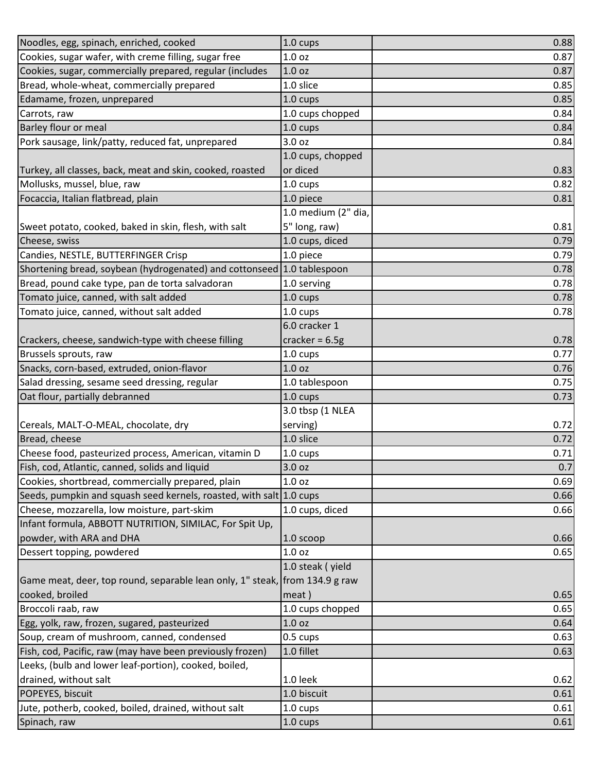| | | |
|---|---|---|
| Noodles, egg, spinach, enriched, cooked | 1.0 cups | 0.88 |
| Cookies, sugar wafer, with creme filling, sugar free | 1.0 oz | 0.87 |
| Cookies, sugar, commercially prepared, regular (includes | 1.0 oz | 0.87 |
| Bread, whole-wheat, commercially prepared | 1.0 slice | 0.85 |
| Edamame, frozen, unprepared | 1.0 cups | 0.85 |
| Carrots, raw | 1.0 cups chopped | 0.84 |
| Barley flour or meal | 1.0 cups | 0.84 |
| Pork sausage, link/patty, reduced fat, unprepared | 3.0 oz | 0.84 |
| Turkey, all classes, back, meat and skin, cooked, roasted | 1.0 cups, chopped or diced | 0.83 |
| Mollusks, mussel, blue, raw | 1.0 cups | 0.82 |
| Focaccia, Italian flatbread, plain | 1.0 piece | 0.81 |
| Sweet potato, cooked, baked in skin, flesh, with salt | 1.0 medium (2" dia, 5" long, raw) | 0.81 |
| Cheese, swiss | 1.0 cups, diced | 0.79 |
| Candies, NESTLE, BUTTERFINGER Crisp | 1.0 piece | 0.79 |
| Shortening bread, soybean (hydrogenated) and cottonseed | 1.0 tablespoon | 0.78 |
| Bread, pound cake type, pan de torta salvadoran | 1.0 serving | 0.78 |
| Tomato juice, canned, with salt added | 1.0 cups | 0.78 |
| Tomato juice, canned, without salt added | 1.0 cups | 0.78 |
| Crackers, cheese, sandwich-type with cheese filling | 6.0 cracker 1 cracker = 6.5g | 0.78 |
| Brussels sprouts, raw | 1.0 cups | 0.77 |
| Snacks, corn-based, extruded, onion-flavor | 1.0 oz | 0.76 |
| Salad dressing, sesame seed dressing, regular | 1.0 tablespoon | 0.75 |
| Oat flour, partially debranned | 1.0 cups | 0.73 |
| Cereals, MALT-O-MEAL, chocolate, dry | 3.0 tbsp (1 NLEA serving) | 0.72 |
| Bread, cheese | 1.0 slice | 0.72 |
| Cheese food, pasteurized process, American, vitamin D | 1.0 cups | 0.71 |
| Fish, cod, Atlantic, canned, solids and liquid | 3.0 oz | 0.7 |
| Cookies, shortbread, commercially prepared, plain | 1.0 oz | 0.69 |
| Seeds, pumpkin and squash seed kernels, roasted, with salt | 1.0 cups | 0.66 |
| Cheese, mozzarella, low moisture, part-skim | 1.0 cups, diced | 0.66 |
| Infant formula, ABBOTT NUTRITION, SIMILAC, For Spit Up, powder, with ARA and DHA | 1.0 scoop | 0.66 |
| Dessert topping, powdered | 1.0 oz | 0.65 |
| Game meat, deer, top round, separable lean only, 1" steak, cooked, broiled | 1.0 steak ( yield from 134.9 g raw meat ) | 0.65 |
| Broccoli raab, raw | 1.0 cups chopped | 0.65 |
| Egg, yolk, raw, frozen, sugared, pasteurized | 1.0 oz | 0.64 |
| Soup, cream of mushroom, canned, condensed | 0.5 cups | 0.63 |
| Fish, cod, Pacific, raw (may have been previously frozen) | 1.0 fillet | 0.63 |
| Leeks, (bulb and lower leaf-portion), cooked, boiled, drained, without salt | 1.0 leek | 0.62 |
| POPEYES, biscuit | 1.0 biscuit | 0.61 |
| Jute, potherb, cooked, boiled, drained, without salt | 1.0 cups | 0.61 |
| Spinach, raw | 1.0 cups | 0.61 |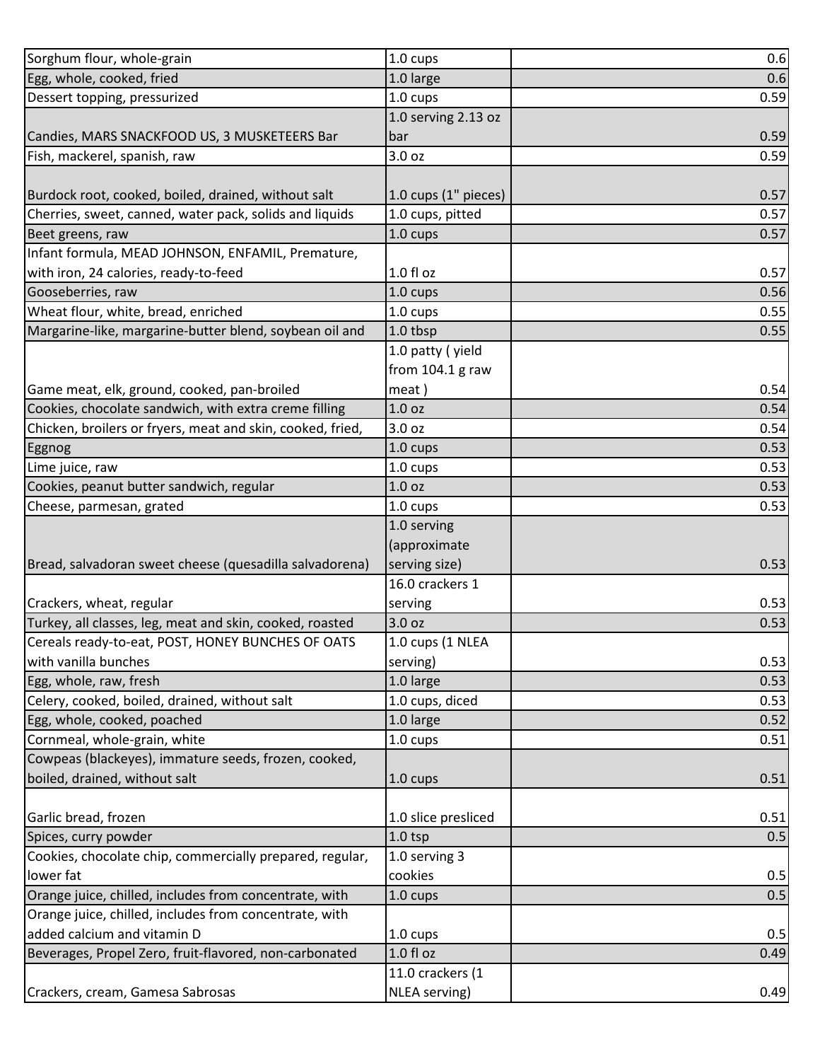| | | |
|---|---|---|
| Sorghum flour, whole-grain | 1.0 cups | 0.6 |
| Egg, whole, cooked, fried | 1.0 large | 0.6 |
| Dessert topping, pressurized | 1.0 cups | 0.59 |
| Candies, MARS SNACKFOOD US, 3 MUSKETEERS Bar | 1.0 serving 2.13 oz bar | 0.59 |
| Fish, mackerel, spanish, raw | 3.0 oz | 0.59 |
| Burdock root, cooked, boiled, drained, without salt | 1.0 cups (1" pieces) | 0.57 |
| Cherries, sweet, canned, water pack, solids and liquids | 1.0 cups, pitted | 0.57 |
| Beet greens, raw | 1.0 cups | 0.57 |
| Infant formula, MEAD JOHNSON, ENFAMIL, Premature, with iron, 24 calories, ready-to-feed | 1.0 fl oz | 0.57 |
| Gooseberries, raw | 1.0 cups | 0.56 |
| Wheat flour, white, bread, enriched | 1.0 cups | 0.55 |
| Margarine-like, margarine-butter blend, soybean oil and | 1.0 tbsp | 0.55 |
| Game meat, elk, ground, cooked, pan-broiled | 1.0 patty ( yield from 104.1 g raw meat ) | 0.54 |
| Cookies, chocolate sandwich, with extra creme filling | 1.0 oz | 0.54 |
| Chicken, broilers or fryers, meat and skin, cooked, fried, | 3.0 oz | 0.54 |
| Eggnog | 1.0 cups | 0.53 |
| Lime juice, raw | 1.0 cups | 0.53 |
| Cookies, peanut butter sandwich, regular | 1.0 oz | 0.53 |
| Cheese, parmesan, grated | 1.0 cups | 0.53 |
| Bread, salvadoran sweet cheese (quesadilla salvadorena) | 1.0 serving (approximate serving size) | 0.53 |
| Crackers, wheat, regular | 16.0 crackers 1 serving | 0.53 |
| Turkey, all classes, leg, meat and skin, cooked, roasted | 3.0 oz | 0.53 |
| Cereals ready-to-eat, POST, HONEY BUNCHES OF OATS with vanilla bunches | 1.0 cups (1 NLEA serving) | 0.53 |
| Egg, whole, raw, fresh | 1.0 large | 0.53 |
| Celery, cooked, boiled, drained, without salt | 1.0 cups, diced | 0.53 |
| Egg, whole, cooked, poached | 1.0 large | 0.52 |
| Cornmeal, whole-grain, white | 1.0 cups | 0.51 |
| Cowpeas (blackeyes), immature seeds, frozen, cooked, boiled, drained, without salt | 1.0 cups | 0.51 |
| Garlic bread, frozen | 1.0 slice presliced | 0.51 |
| Spices, curry powder | 1.0 tsp | 0.5 |
| Cookies, chocolate chip, commercially prepared, regular, lower fat | 1.0 serving 3 cookies | 0.5 |
| Orange juice, chilled, includes from concentrate, with | 1.0 cups | 0.5 |
| Orange juice, chilled, includes from concentrate, with added calcium and vitamin D | 1.0 cups | 0.5 |
| Beverages, Propel Zero, fruit-flavored, non-carbonated | 1.0 fl oz | 0.49 |
| Crackers, cream, Gamesa Sabrosas | 11.0 crackers (1 NLEA serving) | 0.49 |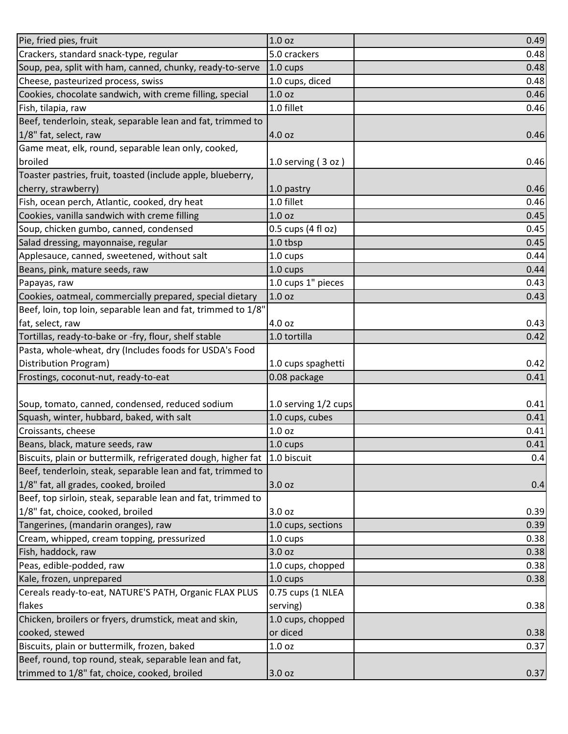| | | |
|---|---|---|
| Pie, fried pies, fruit | 1.0 oz | 0.49 |
| Crackers, standard snack-type, regular | 5.0 crackers | 0.48 |
| Soup, pea, split with ham, canned, chunky, ready-to-serve | 1.0 cups | 0.48 |
| Cheese, pasteurized process, swiss | 1.0 cups, diced | 0.48 |
| Cookies, chocolate sandwich, with creme filling, special | 1.0 oz | 0.46 |
| Fish, tilapia, raw | 1.0 fillet | 0.46 |
| Beef, tenderloin, steak, separable lean and fat, trimmed to 1/8" fat, select, raw | 4.0 oz | 0.46 |
| Game meat, elk, round, separable lean only, cooked, broiled | 1.0 serving ( 3 oz ) | 0.46 |
| Toaster pastries, fruit, toasted (include apple, blueberry, cherry, strawberry) | 1.0 pastry | 0.46 |
| Fish, ocean perch, Atlantic, cooked, dry heat | 1.0 fillet | 0.46 |
| Cookies, vanilla sandwich with creme filling | 1.0 oz | 0.45 |
| Soup, chicken gumbo, canned, condensed | 0.5 cups (4 fl oz) | 0.45 |
| Salad dressing, mayonnaise, regular | 1.0 tbsp | 0.45 |
| Applesauce, canned, sweetened, without salt | 1.0 cups | 0.44 |
| Beans, pink, mature seeds, raw | 1.0 cups | 0.44 |
| Papayas, raw | 1.0 cups 1" pieces | 0.43 |
| Cookies, oatmeal, commercially prepared, special dietary | 1.0 oz | 0.43 |
| Beef, loin, top loin, separable lean and fat, trimmed to 1/8" fat, select, raw | 4.0 oz | 0.43 |
| Tortillas, ready-to-bake or -fry, flour, shelf stable | 1.0 tortilla | 0.42 |
| Pasta, whole-wheat, dry (Includes foods for USDA's Food Distribution Program) | 1.0 cups spaghetti | 0.42 |
| Frostings, coconut-nut, ready-to-eat | 0.08 package | 0.41 |
| Soup, tomato, canned, condensed, reduced sodium | 1.0 serving 1/2 cups | 0.41 |
| Squash, winter, hubbard, baked, with salt | 1.0 cups, cubes | 0.41 |
| Croissants, cheese | 1.0 oz | 0.41 |
| Beans, black, mature seeds, raw | 1.0 cups | 0.41 |
| Biscuits, plain or buttermilk, refrigerated dough, higher fat | 1.0 biscuit | 0.4 |
| Beef, tenderloin, steak, separable lean and fat, trimmed to 1/8" fat, all grades, cooked, broiled | 3.0 oz | 0.4 |
| Beef, top sirloin, steak, separable lean and fat, trimmed to 1/8" fat, choice, cooked, broiled | 3.0 oz | 0.39 |
| Tangerines, (mandarin oranges), raw | 1.0 cups, sections | 0.39 |
| Cream, whipped, cream topping, pressurized | 1.0 cups | 0.38 |
| Fish, haddock, raw | 3.0 oz | 0.38 |
| Peas, edible-podded, raw | 1.0 cups, chopped | 0.38 |
| Kale, frozen, unprepared | 1.0 cups | 0.38 |
| Cereals ready-to-eat, NATURE'S PATH, Organic FLAX PLUS flakes | 0.75 cups (1 NLEA serving) | 0.38 |
| Chicken, broilers or fryers, drumstick, meat and skin, cooked, stewed | 1.0 cups, chopped or diced | 0.38 |
| Biscuits, plain or buttermilk, frozen, baked | 1.0 oz | 0.37 |
| Beef, round, top round, steak, separable lean and fat, trimmed to 1/8" fat, choice, cooked, broiled | 3.0 oz | 0.37 |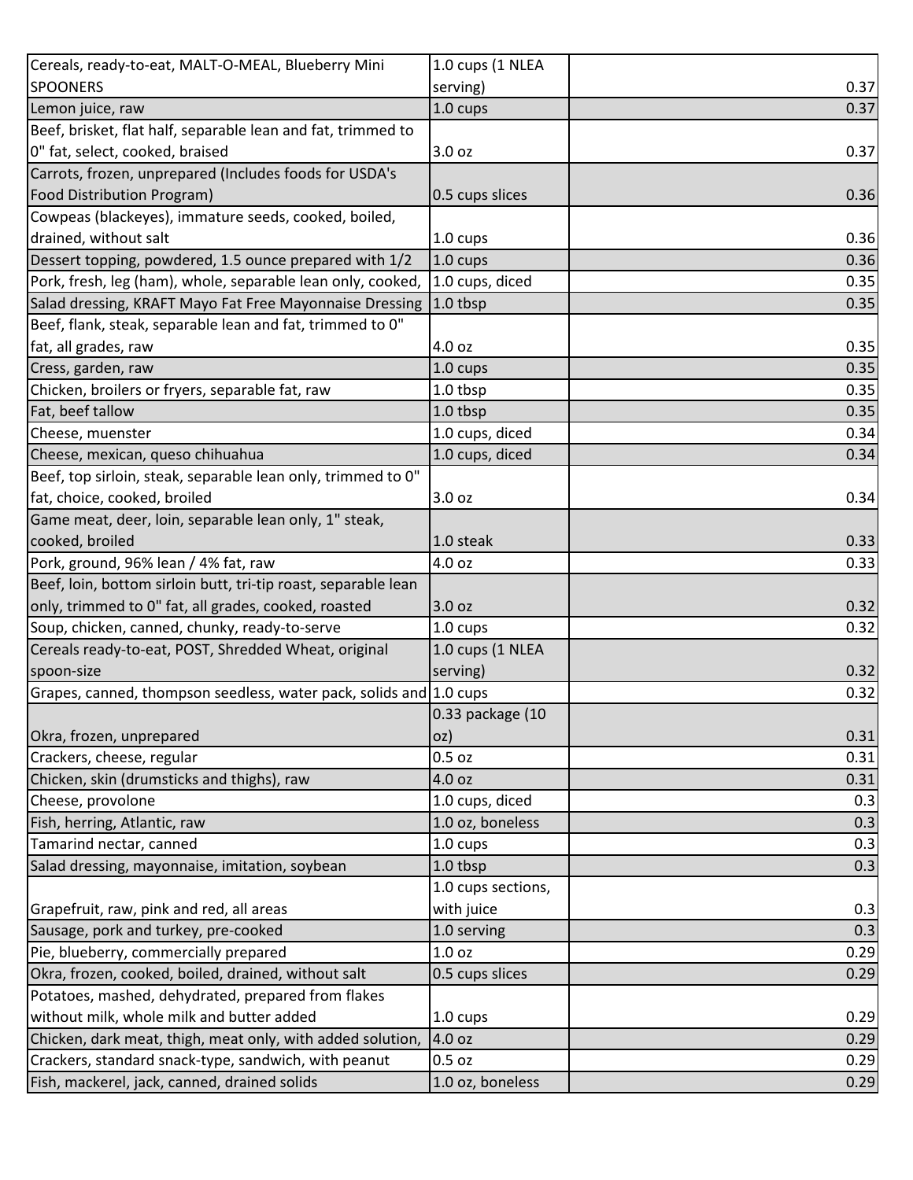| | | |
|---|---|---|
| Cereals, ready-to-eat, MALT-O-MEAL, Blueberry Mini SPOONERS | 1.0 cups (1 NLEA serving) | 0.37 |
| Lemon juice, raw | 1.0 cups | 0.37 |
| Beef, brisket, flat half, separable lean and fat, trimmed to 0" fat, select, cooked, braised | 3.0 oz | 0.37 |
| Carrots, frozen, unprepared (Includes foods for USDA's Food Distribution Program) | 0.5 cups slices | 0.36 |
| Cowpeas (blackeyes), immature seeds, cooked, boiled, drained, without salt | 1.0 cups | 0.36 |
| Dessert topping, powdered, 1.5 ounce prepared with 1/2 | 1.0 cups | 0.36 |
| Pork, fresh, leg (ham), whole, separable lean only, cooked, | 1.0 cups, diced | 0.35 |
| Salad dressing, KRAFT Mayo Fat Free Mayonnaise Dressing | 1.0 tbsp | 0.35 |
| Beef, flank, steak, separable lean and fat, trimmed to 0" fat, all grades, raw | 4.0 oz | 0.35 |
| Cress, garden, raw | 1.0 cups | 0.35 |
| Chicken, broilers or fryers, separable fat, raw | 1.0 tbsp | 0.35 |
| Fat, beef tallow | 1.0 tbsp | 0.35 |
| Cheese, muenster | 1.0 cups, diced | 0.34 |
| Cheese, mexican, queso chihuahua | 1.0 cups, diced | 0.34 |
| Beef, top sirloin, steak, separable lean only, trimmed to 0" fat, choice, cooked, broiled | 3.0 oz | 0.34 |
| Game meat, deer, loin, separable lean only, 1" steak, cooked, broiled | 1.0 steak | 0.33 |
| Pork, ground, 96% lean / 4% fat, raw | 4.0 oz | 0.33 |
| Beef, loin, bottom sirloin butt, tri-tip roast, separable lean only, trimmed to 0" fat, all grades, cooked, roasted | 3.0 oz | 0.32 |
| Soup, chicken, canned, chunky, ready-to-serve | 1.0 cups | 0.32 |
| Cereals ready-to-eat, POST, Shredded Wheat, original spoon-size | 1.0 cups (1 NLEA serving) | 0.32 |
| Grapes, canned, thompson seedless, water pack, solids and | 1.0 cups | 0.32 |
| Okra, frozen, unprepared | 0.33 package (10 oz) | 0.31 |
| Crackers, cheese, regular | 0.5 oz | 0.31 |
| Chicken, skin (drumsticks and thighs), raw | 4.0 oz | 0.31 |
| Cheese, provolone | 1.0 cups, diced | 0.3 |
| Fish, herring, Atlantic, raw | 1.0 oz, boneless | 0.3 |
| Tamarind nectar, canned | 1.0 cups | 0.3 |
| Salad dressing, mayonnaise, imitation, soybean | 1.0 tbsp | 0.3 |
| Grapefruit, raw, pink and red, all areas | 1.0 cups sections, with juice | 0.3 |
| Sausage, pork and turkey, pre-cooked | 1.0 serving | 0.3 |
| Pie, blueberry, commercially prepared | 1.0 oz | 0.29 |
| Okra, frozen, cooked, boiled, drained, without salt | 0.5 cups slices | 0.29 |
| Potatoes, mashed, dehydrated, prepared from flakes without milk, whole milk and butter added | 1.0 cups | 0.29 |
| Chicken, dark meat, thigh, meat only, with added solution, | 4.0 oz | 0.29 |
| Crackers, standard snack-type, sandwich, with peanut | 0.5 oz | 0.29 |
| Fish, mackerel, jack, canned, drained solids | 1.0 oz, boneless | 0.29 |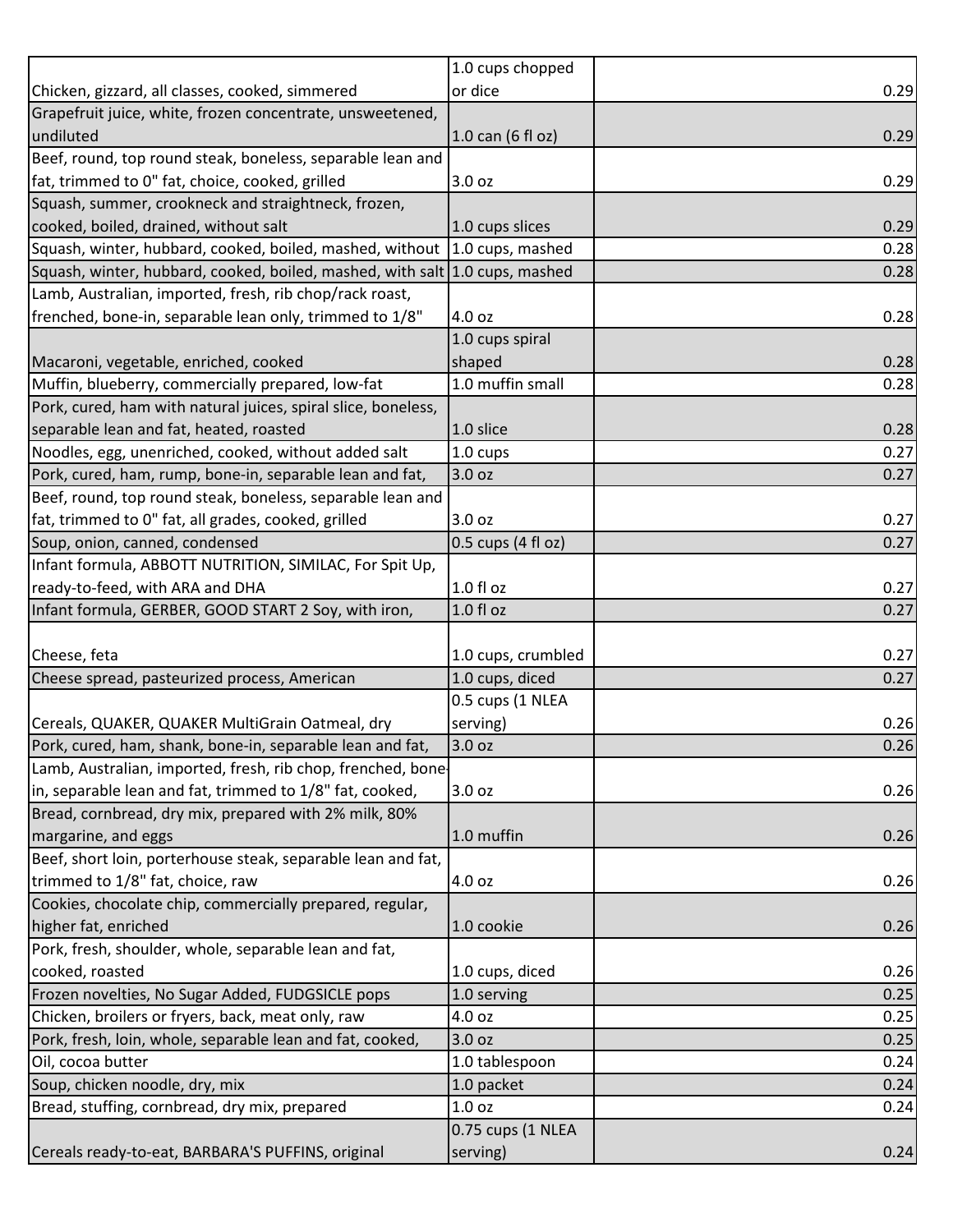| | | |
|---|---|---|
| Chicken, gizzard, all classes, cooked, simmered | 1.0 cups chopped or dice | 0.29 |
| Grapefruit juice, white, frozen concentrate, unsweetened, undiluted | 1.0 can (6 fl oz) | 0.29 |
| Beef, round, top round steak, boneless, separable lean and fat, trimmed to 0" fat, choice, cooked, grilled | 3.0 oz | 0.29 |
| Squash, summer, crookneck and straightneck, frozen, cooked, boiled, drained, without salt | 1.0 cups slices | 0.29 |
| Squash, winter, hubbard, cooked, boiled, mashed, without | 1.0 cups, mashed | 0.28 |
| Squash, winter, hubbard, cooked, boiled, mashed, with salt | 1.0 cups, mashed | 0.28 |
| Lamb, Australian, imported, fresh, rib chop/rack roast, frenched, bone-in, separable lean only, trimmed to 1/8" | 4.0 oz | 0.28 |
| Macaroni, vegetable, enriched, cooked | 1.0 cups spiral shaped | 0.28 |
| Muffin, blueberry, commercially prepared, low-fat | 1.0 muffin small | 0.28 |
| Pork, cured, ham with natural juices, spiral slice, boneless, separable lean and fat, heated, roasted | 1.0 slice | 0.28 |
| Noodles, egg, unenriched, cooked, without added salt | 1.0 cups | 0.27 |
| Pork, cured, ham, rump, bone-in, separable lean and fat, | 3.0 oz | 0.27 |
| Beef, round, top round steak, boneless, separable lean and fat, trimmed to 0" fat, all grades, cooked, grilled | 3.0 oz | 0.27 |
| Soup, onion, canned, condensed | 0.5 cups (4 fl oz) | 0.27 |
| Infant formula, ABBOTT NUTRITION, SIMILAC, For Spit Up, ready-to-feed, with ARA and DHA | 1.0 fl oz | 0.27 |
| Infant formula, GERBER, GOOD START 2 Soy, with iron, | 1.0 fl oz | 0.27 |
| Cheese, feta | 1.0 cups, crumbled | 0.27 |
| Cheese spread, pasteurized process, American | 1.0 cups, diced | 0.27 |
| Cereals, QUAKER, QUAKER MultiGrain Oatmeal, dry | 0.5 cups (1 NLEA serving) | 0.26 |
| Pork, cured, ham, shank, bone-in, separable lean and fat, | 3.0 oz | 0.26 |
| Lamb, Australian, imported, fresh, rib chop, frenched, bone-in, separable lean and fat, trimmed to 1/8" fat, cooked, | 3.0 oz | 0.26 |
| Bread, cornbread, dry mix, prepared with 2% milk, 80% margarine, and eggs | 1.0 muffin | 0.26 |
| Beef, short loin, porterhouse steak, separable lean and fat, trimmed to 1/8" fat, choice, raw | 4.0 oz | 0.26 |
| Cookies, chocolate chip, commercially prepared, regular, higher fat, enriched | 1.0 cookie | 0.26 |
| Pork, fresh, shoulder, whole, separable lean and fat, cooked, roasted | 1.0 cups, diced | 0.26 |
| Frozen novelties, No Sugar Added, FUDGSICLE pops | 1.0 serving | 0.25 |
| Chicken, broilers or fryers, back, meat only, raw | 4.0 oz | 0.25 |
| Pork, fresh, loin, whole, separable lean and fat, cooked, | 3.0 oz | 0.25 |
| Oil, cocoa butter | 1.0 tablespoon | 0.24 |
| Soup, chicken noodle, dry, mix | 1.0 packet | 0.24 |
| Bread, stuffing, cornbread, dry mix, prepared | 1.0 oz | 0.24 |
| Cereals ready-to-eat, BARBARA'S PUFFINS, original | 0.75 cups (1 NLEA serving) | 0.24 |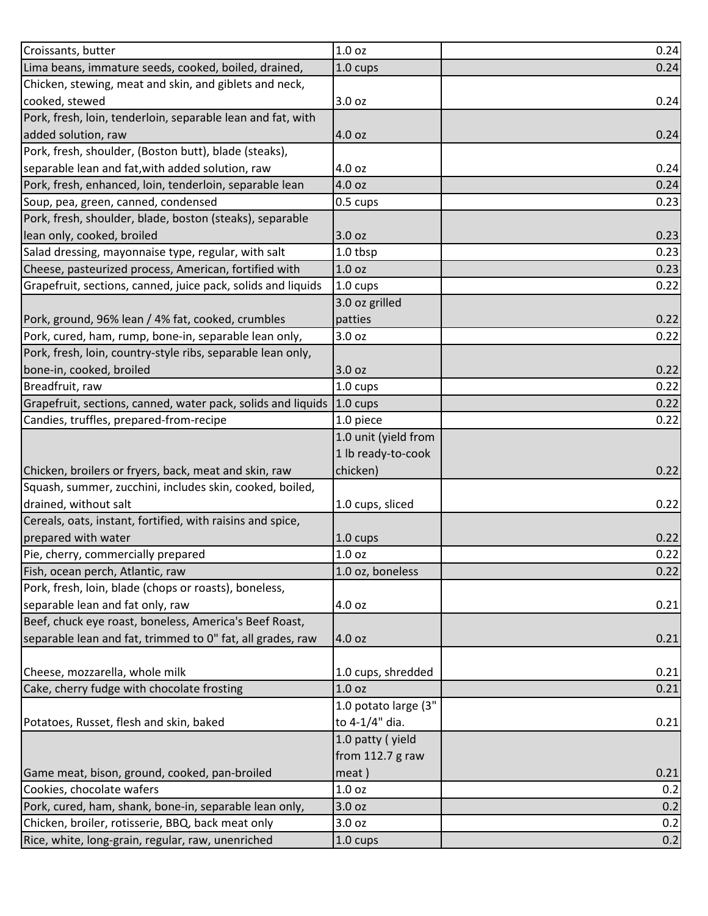| | | |
|---|---|---|
| Croissants, butter | 1.0 oz | 0.24 |
| Lima beans, immature seeds, cooked, boiled, drained, | 1.0 cups | 0.24 |
| Chicken, stewing, meat and skin, and giblets and neck, cooked, stewed | 3.0 oz | 0.24 |
| Pork, fresh, loin, tenderloin, separable lean and fat, with added solution, raw | 4.0 oz | 0.24 |
| Pork, fresh, shoulder, (Boston butt), blade (steaks), separable lean and fat,with added solution, raw | 4.0 oz | 0.24 |
| Pork, fresh, enhanced, loin, tenderloin, separable lean | 4.0 oz | 0.24 |
| Soup, pea, green, canned, condensed | 0.5 cups | 0.23 |
| Pork, fresh, shoulder, blade, boston (steaks), separable lean only, cooked, broiled | 3.0 oz | 0.23 |
| Salad dressing, mayonnaise type, regular, with salt | 1.0 tbsp | 0.23 |
| Cheese, pasteurized process, American, fortified with | 1.0 oz | 0.23 |
| Grapefruit, sections, canned, juice pack, solids and liquids | 1.0 cups | 0.22 |
| Pork, ground, 96% lean / 4% fat, cooked, crumbles | 3.0 oz grilled patties | 0.22 |
| Pork, cured, ham, rump, bone-in, separable lean only, | 3.0 oz | 0.22 |
| Pork, fresh, loin, country-style ribs, separable lean only, bone-in, cooked, broiled | 3.0 oz | 0.22 |
| Breadfruit, raw | 1.0 cups | 0.22 |
| Grapefruit, sections, canned, water pack, solids and liquids | 1.0 cups | 0.22 |
| Candies, truffles, prepared-from-recipe | 1.0 piece | 0.22 |
| Chicken, broilers or fryers, back, meat and skin, raw | 1.0 unit (yield from 1 lb ready-to-cook chicken) | 0.22 |
| Squash, summer, zucchini, includes skin, cooked, boiled, drained, without salt | 1.0 cups, sliced | 0.22 |
| Cereals, oats, instant, fortified, with raisins and spice, prepared with water | 1.0 cups | 0.22 |
| Pie, cherry, commercially prepared | 1.0 oz | 0.22 |
| Fish, ocean perch, Atlantic, raw | 1.0 oz, boneless | 0.22 |
| Pork, fresh, loin, blade (chops or roasts), boneless, separable lean and fat only, raw | 4.0 oz | 0.21 |
| Beef, chuck eye roast, boneless, America's Beef Roast, separable lean and fat, trimmed to 0" fat, all grades, raw | 4.0 oz | 0.21 |
| Cheese, mozzarella, whole milk | 1.0 cups, shredded | 0.21 |
| Cake, cherry fudge with chocolate frosting | 1.0 oz | 0.21 |
| Potatoes, Russet, flesh and skin, baked | 1.0 potato large (3" to 4-1/4" dia. | 0.21 |
| Game meat, bison, ground, cooked, pan-broiled | 1.0 patty ( yield from 112.7 g raw meat ) | 0.21 |
| Cookies, chocolate wafers | 1.0 oz | 0.2 |
| Pork, cured, ham, shank, bone-in, separable lean only, | 3.0 oz | 0.2 |
| Chicken, broiler, rotisserie, BBQ, back meat only | 3.0 oz | 0.2 |
| Rice, white, long-grain, regular, raw, unenriched | 1.0 cups | 0.2 |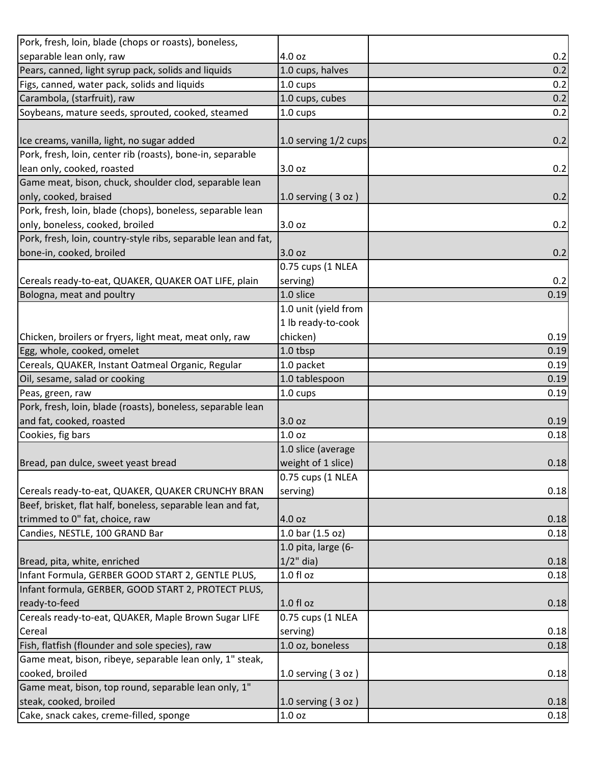| | | |
|---|---|---|
| Pork, fresh, loin, blade (chops or roasts), boneless, separable lean only, raw | 4.0 oz | 0.2 |
| Pears, canned, light syrup pack, solids and liquids | 1.0 cups, halves | 0.2 |
| Figs, canned, water pack, solids and liquids | 1.0 cups | 0.2 |
| Carambola, (starfruit), raw | 1.0 cups, cubes | 0.2 |
| Soybeans, mature seeds, sprouted, cooked, steamed | 1.0 cups | 0.2 |
| Ice creams, vanilla, light, no sugar added | 1.0 serving 1/2 cups | 0.2 |
| Pork, fresh, loin, center rib (roasts), bone-in, separable lean only, cooked, roasted | 3.0 oz | 0.2 |
| Game meat, bison, chuck, shoulder clod, separable lean only, cooked, braised | 1.0 serving ( 3 oz ) | 0.2 |
| Pork, fresh, loin, blade (chops), boneless, separable lean only, boneless, cooked, broiled | 3.0 oz | 0.2 |
| Pork, fresh, loin, country-style ribs, separable lean and fat, bone-in, cooked, broiled | 3.0 oz | 0.2 |
| Cereals ready-to-eat, QUAKER, QUAKER OAT LIFE, plain | 0.75 cups (1 NLEA serving) | 0.2 |
| Bologna, meat and poultry | 1.0 slice | 0.19 |
| Chicken, broilers or fryers, light meat, meat only, raw | 1.0 unit (yield from 1 lb ready-to-cook chicken) | 0.19 |
| Egg, whole, cooked, omelet | 1.0 tbsp | 0.19 |
| Cereals, QUAKER, Instant Oatmeal Organic, Regular | 1.0 packet | 0.19 |
| Oil, sesame, salad or cooking | 1.0 tablespoon | 0.19 |
| Peas, green, raw | 1.0 cups | 0.19 |
| Pork, fresh, loin, blade (roasts), boneless, separable lean and fat, cooked, roasted | 3.0 oz | 0.19 |
| Cookies, fig bars | 1.0 oz | 0.18 |
| Bread, pan dulce, sweet yeast bread | 1.0 slice (average weight of 1 slice) | 0.18 |
| Cereals ready-to-eat, QUAKER, QUAKER CRUNCHY BRAN | 0.75 cups (1 NLEA serving) | 0.18 |
| Beef, brisket, flat half, boneless, separable lean and fat, trimmed to 0" fat, choice, raw | 4.0 oz | 0.18 |
| Candies, NESTLE, 100 GRAND Bar | 1.0 bar (1.5 oz) | 0.18 |
| Bread, pita, white, enriched | 1.0 pita, large (6-1/2" dia) | 0.18 |
| Infant Formula, GERBER GOOD START 2, GENTLE PLUS, | 1.0 fl oz | 0.18 |
| Infant formula, GERBER, GOOD START 2, PROTECT PLUS, ready-to-feed | 1.0 fl oz | 0.18 |
| Cereals ready-to-eat, QUAKER, Maple Brown Sugar LIFE Cereal | 0.75 cups (1 NLEA serving) | 0.18 |
| Fish, flatfish (flounder and sole species), raw | 1.0 oz, boneless | 0.18 |
| Game meat, bison, ribeye, separable lean only, 1" steak, cooked, broiled | 1.0 serving ( 3 oz ) | 0.18 |
| Game meat, bison, top round, separable lean only, 1" steak, cooked, broiled | 1.0 serving ( 3 oz ) | 0.18 |
| Cake, snack cakes, creme-filled, sponge | 1.0 oz | 0.18 |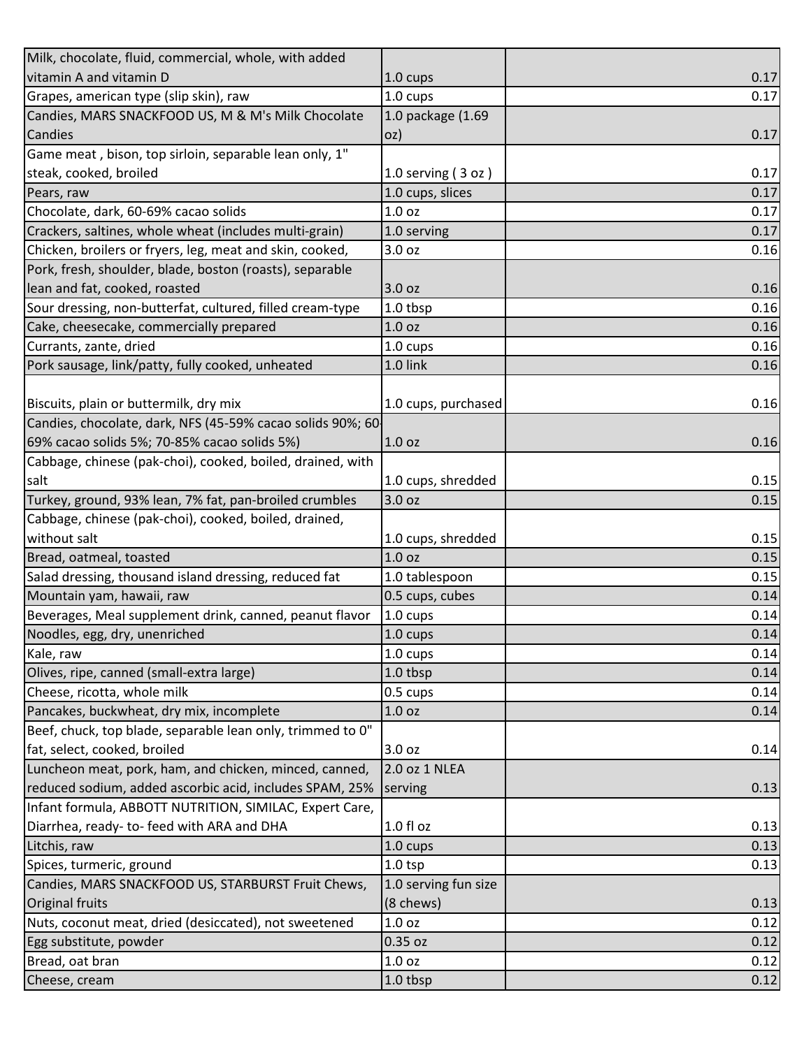| | | |
|---|---|---|
| Milk, chocolate, fluid, commercial, whole, with added vitamin A and vitamin D | 1.0 cups | 0.17 |
| Grapes, american type (slip skin), raw | 1.0 cups | 0.17 |
| Candies, MARS SNACKFOOD US, M & M's Milk Chocolate Candies | 1.0 package (1.69 oz) | 0.17 |
| Game meat , bison, top sirloin, separable lean only, 1" steak, cooked, broiled | 1.0 serving ( 3 oz ) | 0.17 |
| Pears, raw | 1.0 cups, slices | 0.17 |
| Chocolate, dark, 60-69% cacao solids | 1.0 oz | 0.17 |
| Crackers, saltines, whole wheat (includes multi-grain) | 1.0 serving | 0.17 |
| Chicken, broilers or fryers, leg, meat and skin, cooked, | 3.0 oz | 0.16 |
| Pork, fresh, shoulder, blade, boston (roasts), separable lean and fat, cooked, roasted | 3.0 oz | 0.16 |
| Sour dressing, non-butterfat, cultured, filled cream-type | 1.0 tbsp | 0.16 |
| Cake, cheesecake, commercially prepared | 1.0 oz | 0.16 |
| Currants, zante, dried | 1.0 cups | 0.16 |
| Pork sausage, link/patty, fully cooked, unheated | 1.0 link | 0.16 |
| Biscuits, plain or buttermilk, dry mix | 1.0 cups, purchased | 0.16 |
| Candies, chocolate, dark, NFS (45-59% cacao solids 90%; 60-69% cacao solids 5%; 70-85% cacao solids 5%) | 1.0 oz | 0.16 |
| Cabbage, chinese (pak-choi), cooked, boiled, drained, with salt | 1.0 cups, shredded | 0.15 |
| Turkey, ground, 93% lean, 7% fat, pan-broiled crumbles | 3.0 oz | 0.15 |
| Cabbage, chinese (pak-choi), cooked, boiled, drained, without salt | 1.0 cups, shredded | 0.15 |
| Bread, oatmeal, toasted | 1.0 oz | 0.15 |
| Salad dressing, thousand island dressing, reduced fat | 1.0 tablespoon | 0.15 |
| Mountain yam, hawaii, raw | 0.5 cups, cubes | 0.14 |
| Beverages, Meal supplement drink, canned, peanut flavor | 1.0 cups | 0.14 |
| Noodles, egg, dry, unenriched | 1.0 cups | 0.14 |
| Kale, raw | 1.0 cups | 0.14 |
| Olives, ripe, canned (small-extra large) | 1.0 tbsp | 0.14 |
| Cheese, ricotta, whole milk | 0.5 cups | 0.14 |
| Pancakes, buckwheat, dry mix, incomplete | 1.0 oz | 0.14 |
| Beef, chuck, top blade, separable lean only, trimmed to 0" fat, select, cooked, broiled | 3.0 oz | 0.14 |
| Luncheon meat, pork, ham, and chicken, minced, canned, reduced sodium, added ascorbic acid, includes SPAM, 25% | 2.0 oz 1 NLEA serving | 0.13 |
| Infant formula, ABBOTT NUTRITION, SIMILAC, Expert Care, Diarrhea, ready- to- feed with ARA and DHA | 1.0 fl oz | 0.13 |
| Litchis, raw | 1.0 cups | 0.13 |
| Spices, turmeric, ground | 1.0 tsp | 0.13 |
| Candies, MARS SNACKFOOD US, STARBURST Fruit Chews, Original fruits | 1.0 serving fun size (8 chews) | 0.13 |
| Nuts, coconut meat, dried (desiccated), not sweetened | 1.0 oz | 0.12 |
| Egg substitute, powder | 0.35 oz | 0.12 |
| Bread, oat bran | 1.0 oz | 0.12 |
| Cheese, cream | 1.0 tbsp | 0.12 |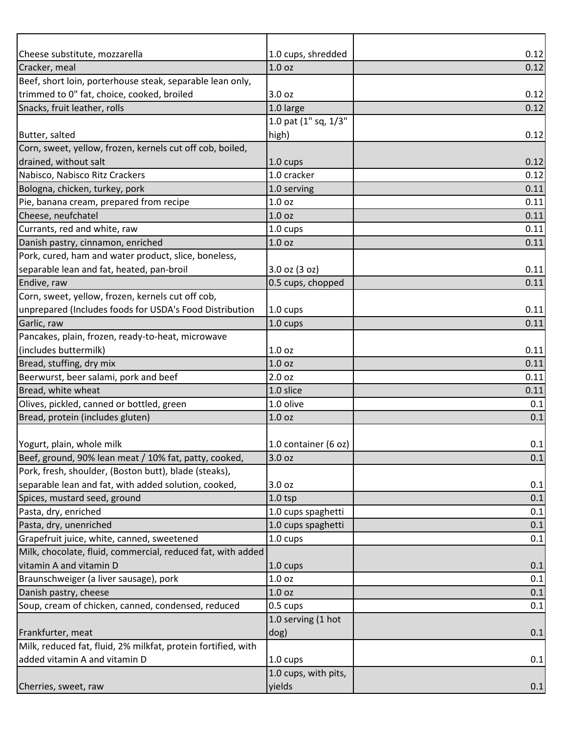| | | |
|---|---|---|
| Cheese substitute, mozzarella | 1.0 cups, shredded | 0.12 |
| Cracker, meal | 1.0 oz | 0.12 |
| Beef, short loin, porterhouse steak, separable lean only, trimmed to 0" fat, choice, cooked, broiled | 3.0 oz | 0.12 |
| Snacks, fruit leather, rolls | 1.0 large | 0.12 |
| Butter, salted | 1.0 pat (1" sq, 1/3" high) | 0.12 |
| Corn, sweet, yellow, frozen, kernels cut off cob, boiled, drained, without salt | 1.0 cups | 0.12 |
| Nabisco, Nabisco Ritz Crackers | 1.0 cracker | 0.12 |
| Bologna, chicken, turkey, pork | 1.0 serving | 0.11 |
| Pie, banana cream, prepared from recipe | 1.0 oz | 0.11 |
| Cheese, neufchatel | 1.0 oz | 0.11 |
| Currants, red and white, raw | 1.0 cups | 0.11 |
| Danish pastry, cinnamon, enriched | 1.0 oz | 0.11 |
| Pork, cured, ham and water product, slice, boneless, separable lean and fat, heated, pan-broil | 3.0 oz (3 oz) | 0.11 |
| Endive, raw | 0.5 cups, chopped | 0.11 |
| Corn, sweet, yellow, frozen, kernels cut off cob, unprepared (Includes foods for USDA's Food Distribution | 1.0 cups | 0.11 |
| Garlic, raw | 1.0 cups | 0.11 |
| Pancakes, plain, frozen, ready-to-heat, microwave (includes buttermilk) | 1.0 oz | 0.11 |
| Bread, stuffing, dry mix | 1.0 oz | 0.11 |
| Beerwurst, beer salami, pork and beef | 2.0 oz | 0.11 |
| Bread, white wheat | 1.0 slice | 0.11 |
| Olives, pickled, canned or bottled, green | 1.0 olive | 0.1 |
| Bread, protein (includes gluten) | 1.0 oz | 0.1 |
| Yogurt, plain, whole milk | 1.0 container (6 oz) | 0.1 |
| Beef, ground, 90% lean meat / 10% fat, patty, cooked, | 3.0 oz | 0.1 |
| Pork, fresh, shoulder, (Boston butt), blade (steaks), separable lean and fat, with added solution, cooked, | 3.0 oz | 0.1 |
| Spices, mustard seed, ground | 1.0 tsp | 0.1 |
| Pasta, dry, enriched | 1.0 cups spaghetti | 0.1 |
| Pasta, dry, unenriched | 1.0 cups spaghetti | 0.1 |
| Grapefruit juice, white, canned, sweetened | 1.0 cups | 0.1 |
| Milk, chocolate, fluid, commercial, reduced fat, with added vitamin A and vitamin D | 1.0 cups | 0.1 |
| Braunschweiger (a liver sausage), pork | 1.0 oz | 0.1 |
| Danish pastry, cheese | 1.0 oz | 0.1 |
| Soup, cream of chicken, canned, condensed, reduced | 0.5 cups | 0.1 |
| Frankfurter, meat | 1.0 serving (1 hot dog) | 0.1 |
| Milk, reduced fat, fluid, 2% milkfat, protein fortified, with added vitamin A and vitamin D | 1.0 cups | 0.1 |
| Cherries, sweet, raw | 1.0 cups, with pits, yields | 0.1 |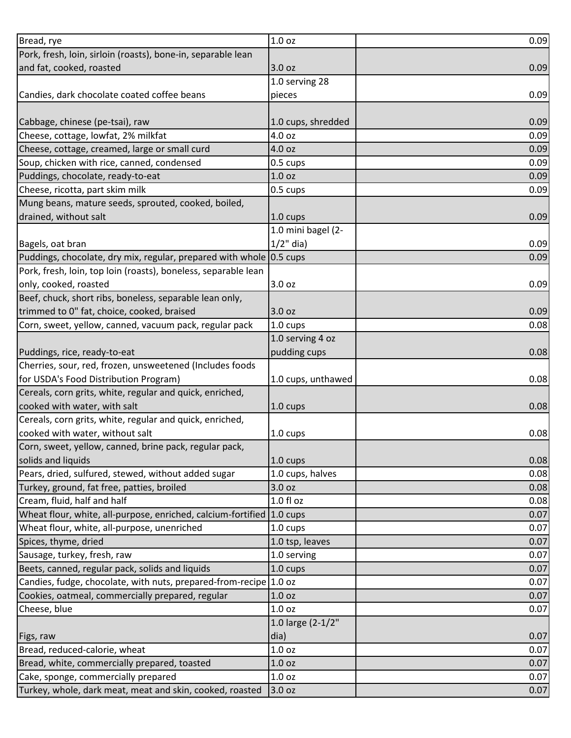| | | |
|---|---|---|
| Bread, rye | 1.0 oz | 0.09 |
| Pork, fresh, loin, sirloin (roasts), bone-in, separable lean and fat, cooked, roasted | 3.0 oz | 0.09 |
| Candies, dark chocolate coated coffee beans | 1.0 serving 28 pieces | 0.09 |
| Cabbage, chinese (pe-tsai), raw | 1.0 cups, shredded | 0.09 |
| Cheese, cottage, lowfat, 2% milkfat | 4.0 oz | 0.09 |
| Cheese, cottage, creamed, large or small curd | 4.0 oz | 0.09 |
| Soup, chicken with rice, canned, condensed | 0.5 cups | 0.09 |
| Puddings, chocolate, ready-to-eat | 1.0 oz | 0.09 |
| Cheese, ricotta, part skim milk | 0.5 cups | 0.09 |
| Mung beans, mature seeds, sprouted, cooked, boiled, drained, without salt | 1.0 cups | 0.09 |
| Bagels, oat bran | 1.0 mini bagel (2-1/2" dia) | 0.09 |
| Puddings, chocolate, dry mix, regular, prepared with whole | 0.5 cups | 0.09 |
| Pork, fresh, loin, top loin (roasts), boneless, separable lean only, cooked, roasted | 3.0 oz | 0.09 |
| Beef, chuck, short ribs, boneless, separable lean only, trimmed to 0" fat, choice, cooked, braised | 3.0 oz | 0.09 |
| Corn, sweet, yellow, canned, vacuum pack, regular pack | 1.0 cups | 0.08 |
| Puddings, rice, ready-to-eat | 1.0 serving 4 oz pudding cups | 0.08 |
| Cherries, sour, red, frozen, unsweetened (Includes foods for USDA's Food Distribution Program) | 1.0 cups, unthawed | 0.08 |
| Cereals, corn grits, white, regular and quick, enriched, cooked with water, with salt | 1.0 cups | 0.08 |
| Cereals, corn grits, white, regular and quick, enriched, cooked with water, without salt | 1.0 cups | 0.08 |
| Corn, sweet, yellow, canned, brine pack, regular pack, solids and liquids | 1.0 cups | 0.08 |
| Pears, dried, sulfured, stewed, without added sugar | 1.0 cups, halves | 0.08 |
| Turkey, ground, fat free, patties, broiled | 3.0 oz | 0.08 |
| Cream, fluid, half and half | 1.0 fl oz | 0.08 |
| Wheat flour, white, all-purpose, enriched, calcium-fortified | 1.0 cups | 0.07 |
| Wheat flour, white, all-purpose, unenriched | 1.0 cups | 0.07 |
| Spices, thyme, dried | 1.0 tsp, leaves | 0.07 |
| Sausage, turkey, fresh, raw | 1.0 serving | 0.07 |
| Beets, canned, regular pack, solids and liquids | 1.0 cups | 0.07 |
| Candies, fudge, chocolate, with nuts, prepared-from-recipe | 1.0 oz | 0.07 |
| Cookies, oatmeal, commercially prepared, regular | 1.0 oz | 0.07 |
| Cheese, blue | 1.0 oz | 0.07 |
| Figs, raw | 1.0 large (2-1/2" dia) | 0.07 |
| Bread, reduced-calorie, wheat | 1.0 oz | 0.07 |
| Bread, white, commercially prepared, toasted | 1.0 oz | 0.07 |
| Cake, sponge, commercially prepared | 1.0 oz | 0.07 |
| Turkey, whole, dark meat, meat and skin, cooked, roasted | 3.0 oz | 0.07 |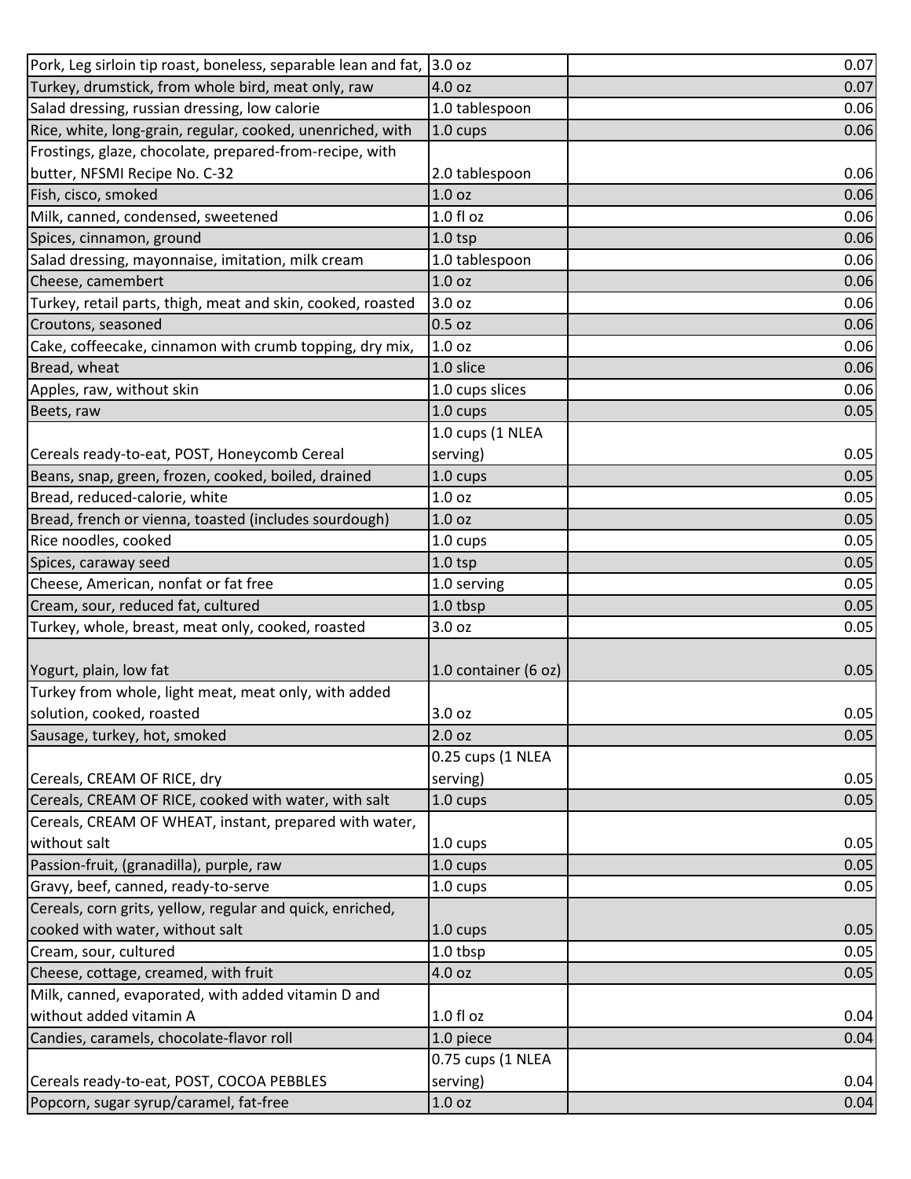| | | |
|---|---|---|
| Pork, Leg sirloin tip roast, boneless, separable lean and fat, | 3.0 oz | 0.07 |
| Turkey, drumstick, from whole bird, meat only, raw | 4.0 oz | 0.07 |
| Salad dressing, russian dressing, low calorie | 1.0 tablespoon | 0.06 |
| Rice, white, long-grain, regular, cooked, unenriched, with | 1.0 cups | 0.06 |
| Frostings, glaze, chocolate, prepared-from-recipe, with butter, NFSMI Recipe No. C-32 | 2.0 tablespoon | 0.06 |
| Fish, cisco, smoked | 1.0 oz | 0.06 |
| Milk, canned, condensed, sweetened | 1.0 fl oz | 0.06 |
| Spices, cinnamon, ground | 1.0 tsp | 0.06 |
| Salad dressing, mayonnaise, imitation, milk cream | 1.0 tablespoon | 0.06 |
| Cheese, camembert | 1.0 oz | 0.06 |
| Turkey, retail parts, thigh, meat and skin, cooked, roasted | 3.0 oz | 0.06 |
| Croutons, seasoned | 0.5 oz | 0.06 |
| Cake, coffeecake, cinnamon with crumb topping, dry mix, | 1.0 oz | 0.06 |
| Bread, wheat | 1.0 slice | 0.06 |
| Apples, raw, without skin | 1.0 cups slices | 0.06 |
| Beets, raw | 1.0 cups | 0.05 |
| Cereals ready-to-eat, POST, Honeycomb Cereal | 1.0 cups (1 NLEA serving) | 0.05 |
| Beans, snap, green, frozen, cooked, boiled, drained | 1.0 cups | 0.05 |
| Bread, reduced-calorie, white | 1.0 oz | 0.05 |
| Bread, french or vienna, toasted (includes sourdough) | 1.0 oz | 0.05 |
| Rice noodles, cooked | 1.0 cups | 0.05 |
| Spices, caraway seed | 1.0 tsp | 0.05 |
| Cheese, American, nonfat or fat free | 1.0 serving | 0.05 |
| Cream, sour, reduced fat, cultured | 1.0 tbsp | 0.05 |
| Turkey, whole, breast, meat only, cooked, roasted | 3.0 oz | 0.05 |
| Yogurt, plain, low fat | 1.0 container (6 oz) | 0.05 |
| Turkey from whole, light meat, meat only, with added solution, cooked, roasted | 3.0 oz | 0.05 |
| Sausage, turkey, hot, smoked | 2.0 oz | 0.05 |
| Cereals, CREAM OF RICE, dry | 0.25 cups (1 NLEA serving) | 0.05 |
| Cereals, CREAM OF RICE, cooked with water, with salt | 1.0 cups | 0.05 |
| Cereals, CREAM OF WHEAT, instant, prepared with water, without salt | 1.0 cups | 0.05 |
| Passion-fruit, (granadilla), purple, raw | 1.0 cups | 0.05 |
| Gravy, beef, canned, ready-to-serve | 1.0 cups | 0.05 |
| Cereals, corn grits, yellow, regular and quick, enriched, cooked with water, without salt | 1.0 cups | 0.05 |
| Cream, sour, cultured | 1.0 tbsp | 0.05 |
| Cheese, cottage, creamed, with fruit | 4.0 oz | 0.05 |
| Milk, canned, evaporated, with added vitamin D and without added vitamin A | 1.0 fl oz | 0.04 |
| Candies, caramels, chocolate-flavor roll | 1.0 piece | 0.04 |
| Cereals ready-to-eat, POST, COCOA PEBBLES | 0.75 cups (1 NLEA serving) | 0.04 |
| Popcorn, sugar syrup/caramel, fat-free | 1.0 oz | 0.04 |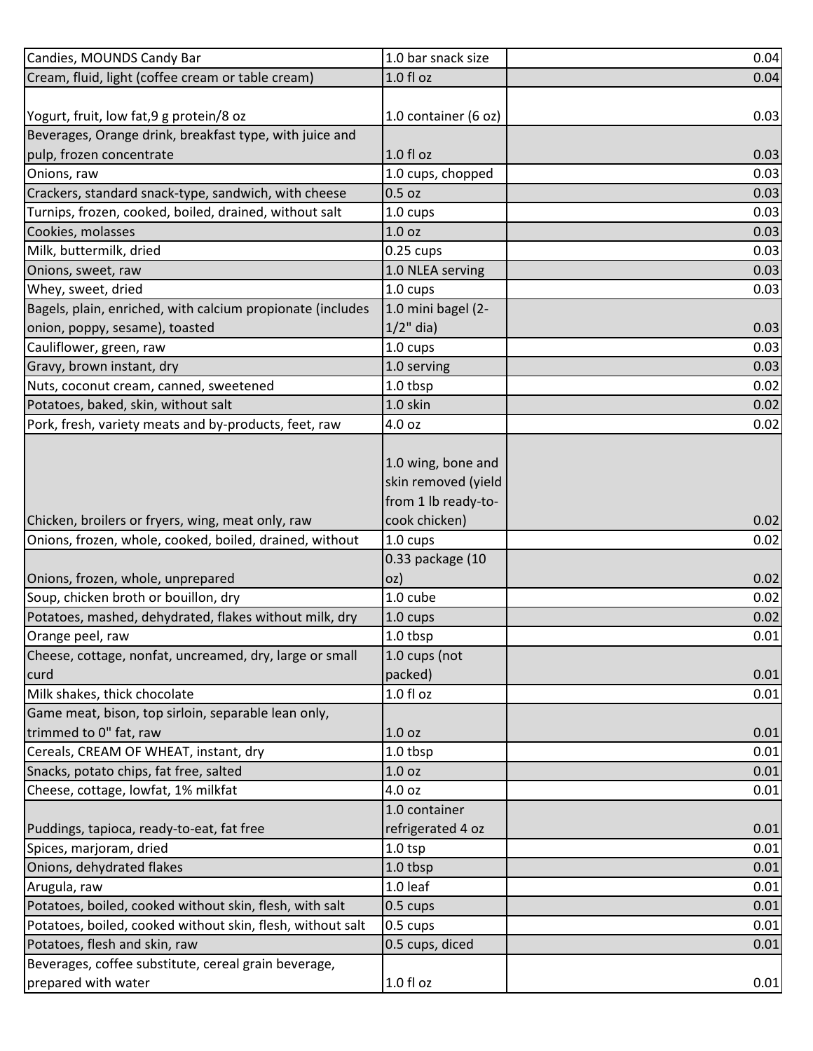| Candies, MOUNDS Candy Bar | 1.0 bar snack size | 0.04 |
|---|---|---|
| Cream, fluid, light (coffee cream or table cream) | 1.0 fl oz | 0.04 |
| Yogurt, fruit, low fat,9 g protein/8 oz | 1.0 container (6 oz) | 0.03 |
| Beverages, Orange drink, breakfast type, with juice and pulp, frozen concentrate | 1.0 fl oz | 0.03 |
| Onions, raw | 1.0 cups, chopped | 0.03 |
| Crackers, standard snack-type, sandwich, with cheese | 0.5 oz | 0.03 |
| Turnips, frozen, cooked, boiled, drained, without salt | 1.0 cups | 0.03 |
| Cookies, molasses | 1.0 oz | 0.03 |
| Milk, buttermilk, dried | 0.25 cups | 0.03 |
| Onions, sweet, raw | 1.0 NLEA serving | 0.03 |
| Whey, sweet, dried | 1.0 cups | 0.03 |
| Bagels, plain, enriched, with calcium propionate (includes onion, poppy, sesame), toasted | 1.0 mini bagel (2-1/2" dia) | 0.03 |
| Cauliflower, green, raw | 1.0 cups | 0.03 |
| Gravy, brown instant, dry | 1.0 serving | 0.03 |
| Nuts, coconut cream, canned, sweetened | 1.0 tbsp | 0.02 |
| Potatoes, baked, skin, without salt | 1.0 skin | 0.02 |
| Pork, fresh, variety meats and by-products, feet, raw | 4.0 oz | 0.02 |
| Chicken, broilers or fryers, wing, meat only, raw | 1.0 wing, bone and skin removed (yield from 1 lb ready-to-cook chicken) | 0.02 |
| Onions, frozen, whole, cooked, boiled, drained, without | 1.0 cups | 0.02 |
| Onions, frozen, whole, unprepared | 0.33 package (10 oz) | 0.02 |
| Soup, chicken broth or bouillon, dry | 1.0 cube | 0.02 |
| Potatoes, mashed, dehydrated, flakes without milk, dry | 1.0 cups | 0.02 |
| Orange peel, raw | 1.0 tbsp | 0.01 |
| Cheese, cottage, nonfat, uncreamed, dry, large or small curd | 1.0 cups (not packed) | 0.01 |
| Milk shakes, thick chocolate | 1.0 fl oz | 0.01 |
| Game meat, bison, top sirloin, separable lean only, trimmed to 0" fat, raw | 1.0 oz | 0.01 |
| Cereals, CREAM OF WHEAT, instant, dry | 1.0 tbsp | 0.01 |
| Snacks, potato chips, fat free, salted | 1.0 oz | 0.01 |
| Cheese, cottage, lowfat, 1% milkfat | 4.0 oz | 0.01 |
| Puddings, tapioca, ready-to-eat, fat free | 1.0 container refrigerated 4 oz | 0.01 |
| Spices, marjoram, dried | 1.0 tsp | 0.01 |
| Onions, dehydrated flakes | 1.0 tbsp | 0.01 |
| Arugula, raw | 1.0 leaf | 0.01 |
| Potatoes, boiled, cooked without skin, flesh, with salt | 0.5 cups | 0.01 |
| Potatoes, boiled, cooked without skin, flesh, without salt | 0.5 cups | 0.01 |
| Potatoes, flesh and skin, raw | 0.5 cups, diced | 0.01 |
| Beverages, coffee substitute, cereal grain beverage, prepared with water | 1.0 fl oz | 0.01 |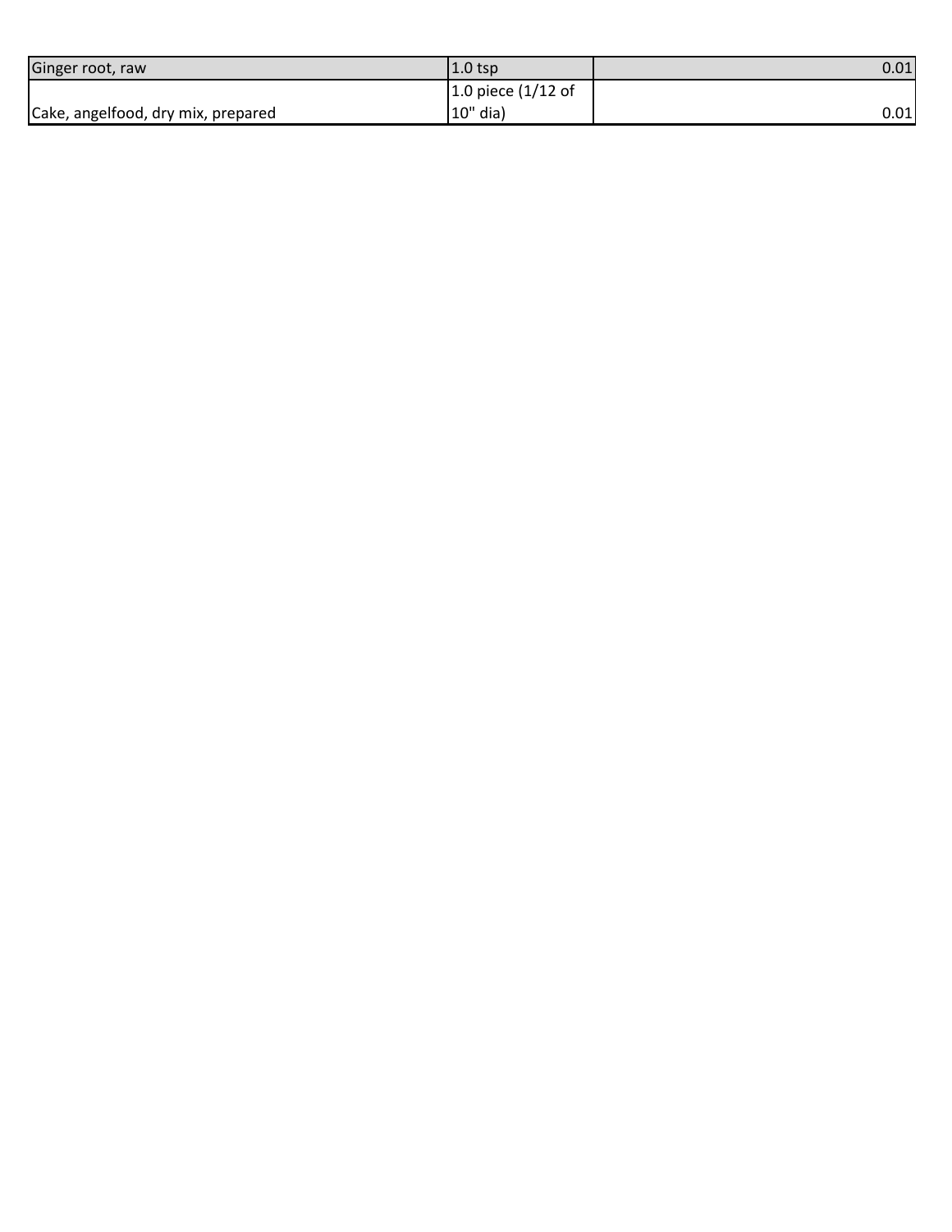| | | |
|---|---|---|
| Ginger root, raw | 1.0 tsp | 0.01 |
| Cake, angelfood, dry mix, prepared | 1.0 piece (1/12 of 10" dia) | 0.01 |